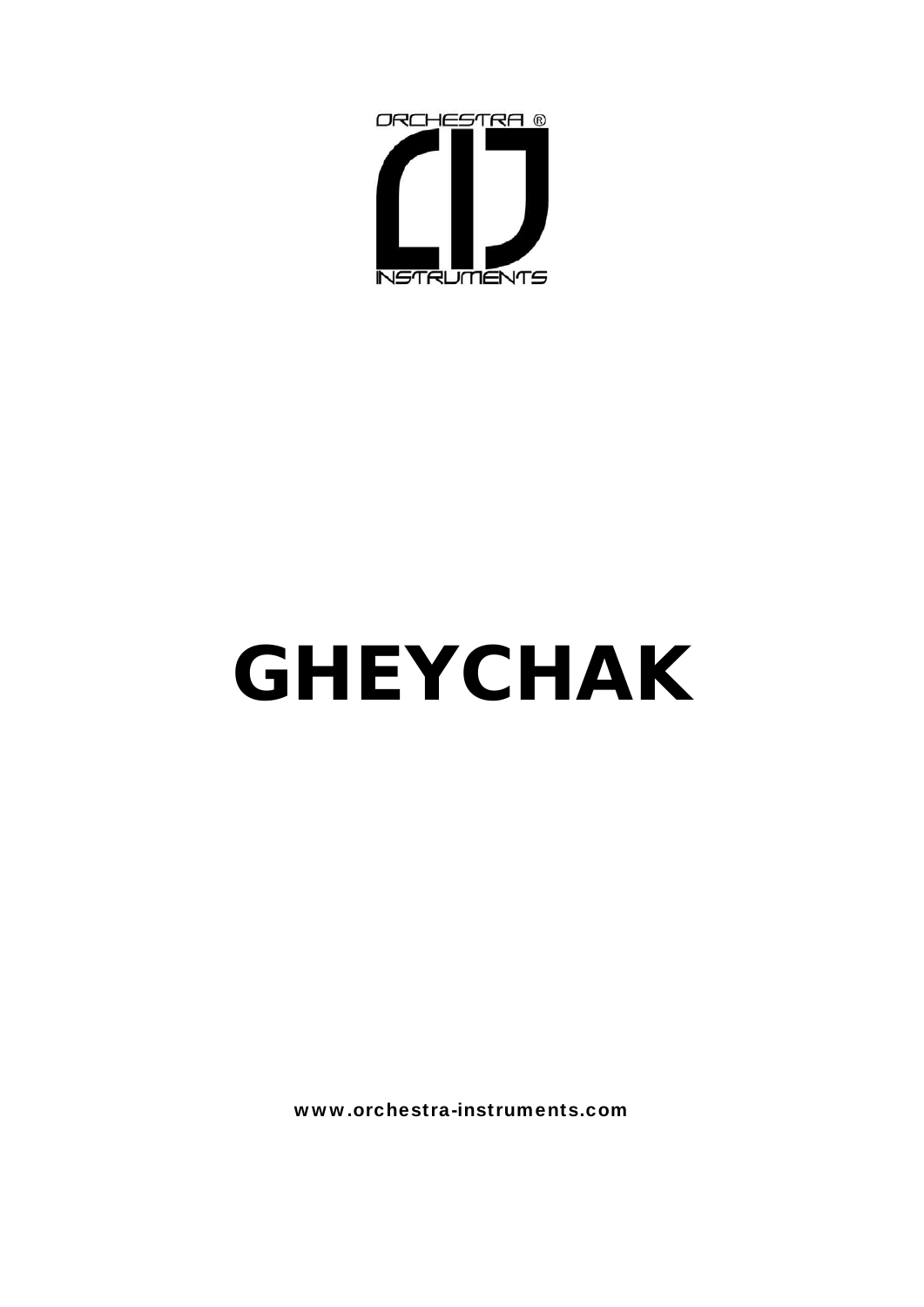ORCHESTRA ®

INSTRUMENTS

# GHEYCHAK

www.orchestra-instruments.com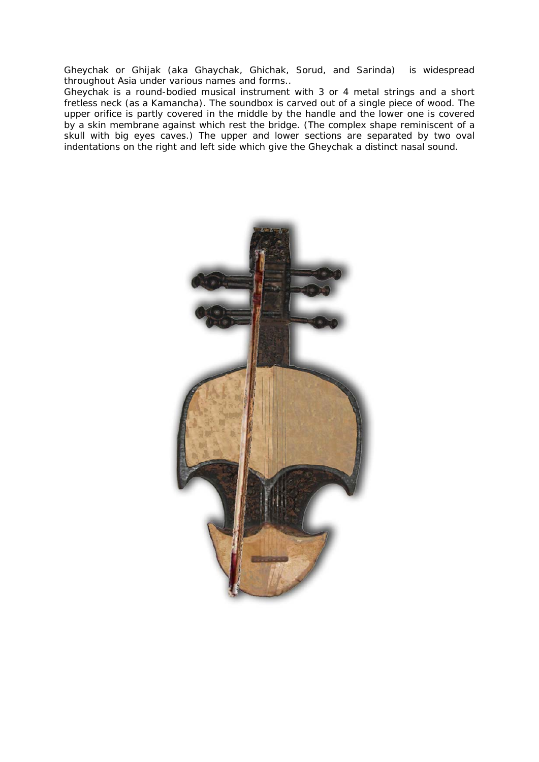Gheychak or Ghijak (aka Ghaychak, Ghichak, Sorud, and Sarinda) is widespread throughout Asia under various names and forms..

Gheychak is a round-bodied musical instrument with 3 or 4 metal strings and a short fretless neck (as a Kamancha). The soundbox is carved out of a single piece of wood. The upper orifice is partly covered in the middle by the handle and the lower one is covered by a skin membrane against which rest the bridge. (The complex shape reminiscent of a skull with big eyes caves.) The upper and lower sections are separated by two oval indentations on the right and left side which give the Gheychak a distinct nasal sound.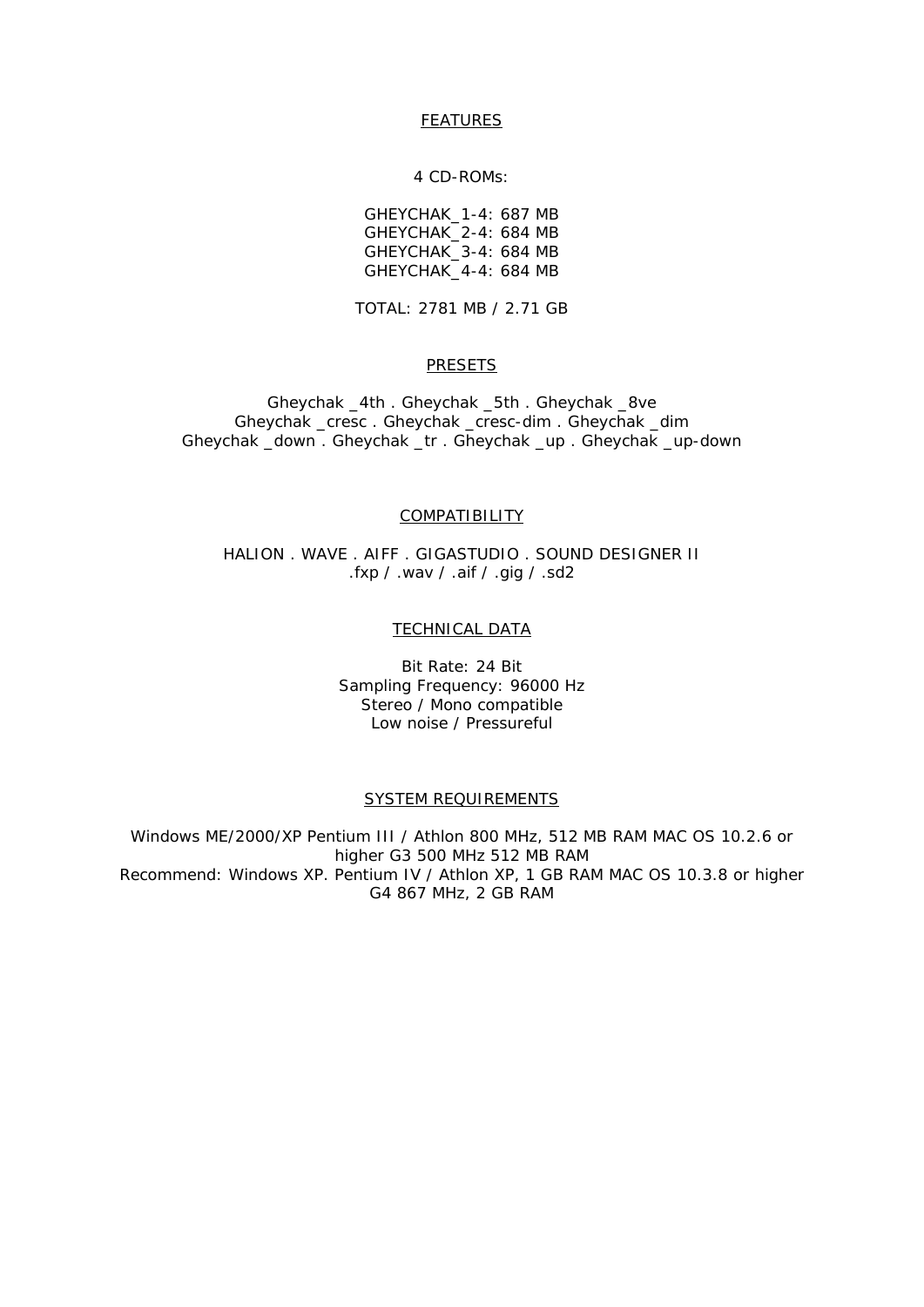## FEATURES

4 CD-ROMs:

GHEYCHAK_1-4: 687 MB
GHEYCHAK_2-4: 684 MB
GHEYCHAK_3-4: 684 MB
GHEYCHAK_4-4: 684 MB

TOTAL: 2781 MB / 2.71 GB

## PRESETS

Gheychak _4th . Gheychak _5th . Gheychak _8ve
Gheychak _cresc . Gheychak _cresc-dim . Gheychak _dim
Gheychak _down . Gheychak _tr . Gheychak _up . Gheychak _up-down

## COMPATIBILITY

HALION . WAVE . AIFF . GIGASTUDIO . SOUND DESIGNER II
.fxp / .wav / .aif / .gig / .sd2

## TECHNICAL DATA

Bit Rate: 24 Bit
Sampling Frequency: 96000 Hz
Stereo / Mono compatible
Low noise / Pressureful

## SYSTEM REQUIREMENTS

Windows ME/2000/XP Pentium III / Athlon 800 MHz, 512 MB RAM MAC OS 10.2.6 or higher G3 500 MHz 512 MB RAM
Recommend: Windows XP. Pentium IV / Athlon XP, 1 GB RAM MAC OS 10.3.8 or higher G4 867 MHz, 2 GB RAM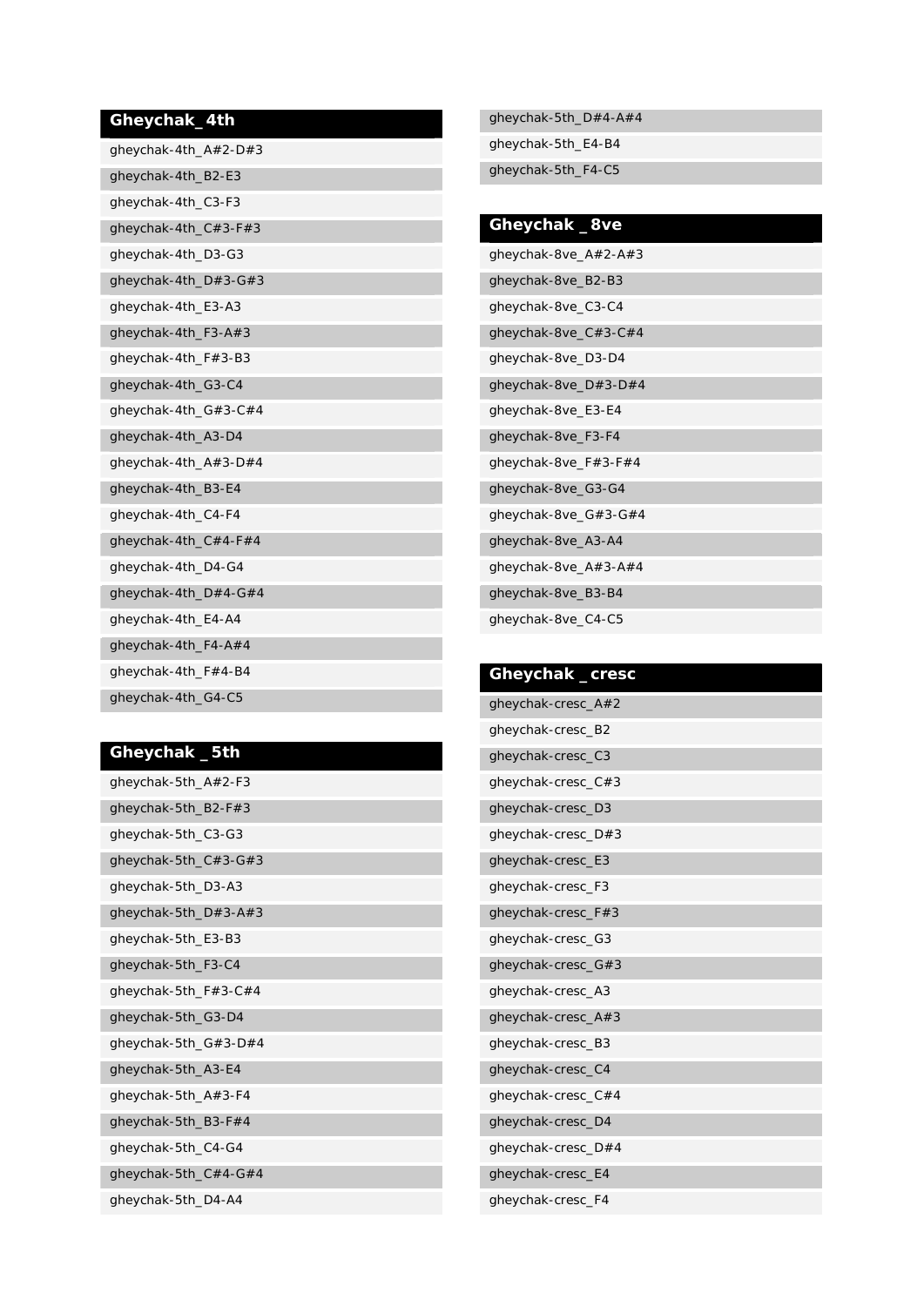## Gheychak_ 4th

gheychak-4th_A#2-D#3
gheychak-4th_B2-E3
gheychak-4th_C3-F3
gheychak-4th_C#3-F#3
gheychak-4th_D3-G3
gheychak-4th_D#3-G#3
gheychak-4th_E3-A3
gheychak-4th_F3-A#3
gheychak-4th_F#3-B3
gheychak-4th_G3-C4
gheychak-4th_G#3-C#4
gheychak-4th_A3-D4
gheychak-4th_A#3-D#4
gheychak-4th_B3-E4
gheychak-4th_C4-F4
gheychak-4th_C#4-F#4
gheychak-4th_D4-G4
gheychak-4th_D#4-G#4
gheychak-4th_E4-A4
gheychak-4th_F4-A#4
gheychak-4th_F#4-B4
gheychak-4th_G4-C5

## Gheychak _ 5th

gheychak-5th_A#2-F3
gheychak-5th_B2-F#3
gheychak-5th_C3-G3
gheychak-5th_C#3-G#3
gheychak-5th_D3-A3
gheychak-5th_D#3-A#3
gheychak-5th_E3-B3
gheychak-5th_F3-C4
gheychak-5th_F#3-C#4
gheychak-5th_G3-D4
gheychak-5th_G#3-D#4
gheychak-5th_A3-E4
gheychak-5th_A#3-F4
gheychak-5th_B3-F#4
gheychak-5th_C4-G4
gheychak-5th_C#4-G#4
gheychak-5th_D4-A4
gheychak-5th_D#4-A#4
gheychak-5th_E4-B4
gheychak-5th_F4-C5

## Gheychak _ 8ve

gheychak-8ve_A#2-A#3
gheychak-8ve_B2-B3
gheychak-8ve_C3-C4
gheychak-8ve_C#3-C#4
gheychak-8ve_D3-D4
gheychak-8ve_D#3-D#4
gheychak-8ve_E3-E4
gheychak-8ve_F3-F4
gheychak-8ve_F#3-F#4
gheychak-8ve_G3-G4
gheychak-8ve_G#3-G#4
gheychak-8ve_A3-A4
gheychak-8ve_A#3-A#4
gheychak-8ve_B3-B4
gheychak-8ve_C4-C5

## Gheychak _ cresc

gheychak-cresc_A#2
gheychak-cresc_B2
gheychak-cresc_C3
gheychak-cresc_C#3
gheychak-cresc_D3
gheychak-cresc_D#3
gheychak-cresc_E3
gheychak-cresc_F3
gheychak-cresc_F#3
gheychak-cresc_G3
gheychak-cresc_G#3
gheychak-cresc_A3
gheychak-cresc_A#3
gheychak-cresc_B3
gheychak-cresc_C4
gheychak-cresc_C#4
gheychak-cresc_D4
gheychak-cresc_D#4
gheychak-cresc_E4
gheychak-cresc_F4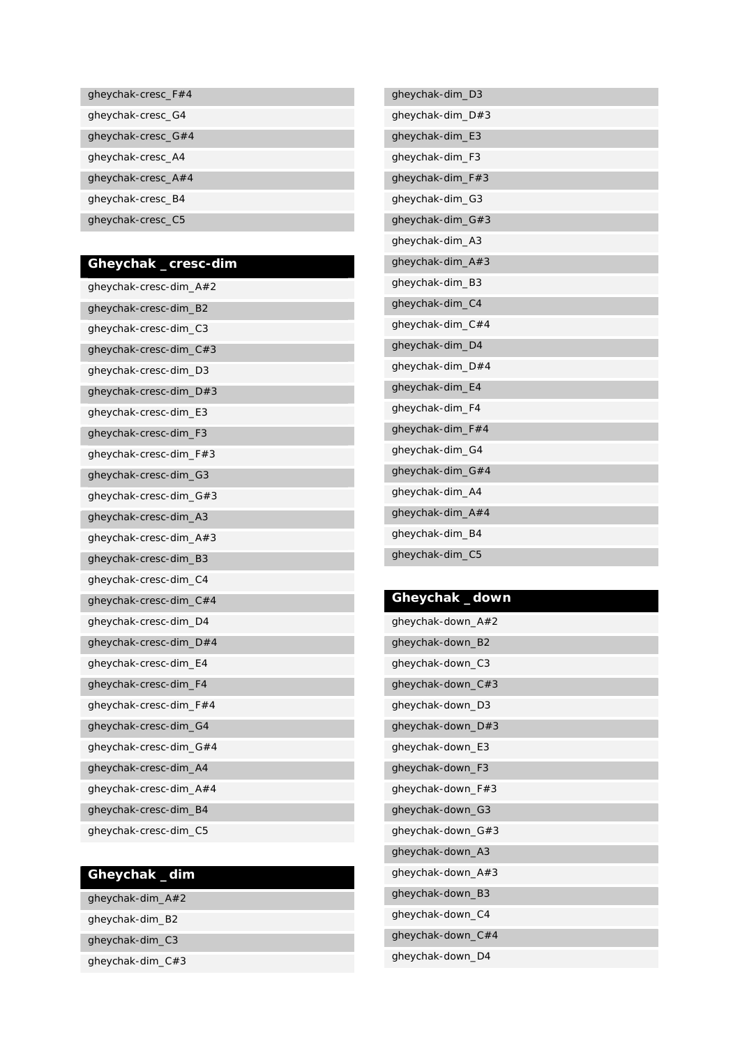gheychak-cresc_F#4

gheychak-cresc_G4

gheychak-cresc_G#4

gheychak-cresc_A4

gheychak-cresc_A#4

gheychak-cresc_B4

gheychak-cresc_C5

## Gheychak _ cresc-dim

gheychak-cresc-dim_A#2

gheychak-cresc-dim_B2

gheychak-cresc-dim_C3

gheychak-cresc-dim_C#3

gheychak-cresc-dim_D3

gheychak-cresc-dim_D#3

gheychak-cresc-dim_E3

gheychak-cresc-dim_F3

gheychak-cresc-dim_F#3

gheychak-cresc-dim_G3

gheychak-cresc-dim_G#3

gheychak-cresc-dim_A3

gheychak-cresc-dim_A#3

gheychak-cresc-dim_B3

gheychak-cresc-dim_C4

gheychak-cresc-dim_C#4

gheychak-cresc-dim_D4

gheychak-cresc-dim_D#4

gheychak-cresc-dim_E4

gheychak-cresc-dim_F4

gheychak-cresc-dim_F#4

gheychak-cresc-dim_G4

gheychak-cresc-dim_G#4

gheychak-cresc-dim_A4

gheychak-cresc-dim_A#4

gheychak-cresc-dim_B4

gheychak-cresc-dim_C5

## Gheychak _ dim

gheychak-dim_A#2

gheychak-dim_B2

gheychak-dim_C3

gheychak-dim_C#3

gheychak-dim_D3

gheychak-dim_D#3

gheychak-dim_E3

gheychak-dim_F3

gheychak-dim_F#3

gheychak-dim_G3

gheychak-dim_G#3

gheychak-dim_A3

gheychak-dim_A#3

gheychak-dim_B3

gheychak-dim_C4

gheychak-dim_C#4

gheychak-dim_D4

gheychak-dim_D#4

gheychak-dim_E4

gheychak-dim_F4

gheychak-dim_F#4

gheychak-dim_G4

gheychak-dim_G#4

gheychak-dim_A4

gheychak-dim_A#4

gheychak-dim_B4

gheychak-dim_C5

## Gheychak _ down

gheychak-down_A#2

gheychak-down_B2

gheychak-down_C3

gheychak-down_C#3

gheychak-down_D3

gheychak-down_D#3

gheychak-down_E3

gheychak-down_F3

gheychak-down_F#3

gheychak-down_G3

gheychak-down_G#3

gheychak-down_A3

gheychak-down_A#3

gheychak-down_B3

gheychak-down_C4

gheychak-down_C#4

gheychak-down_D4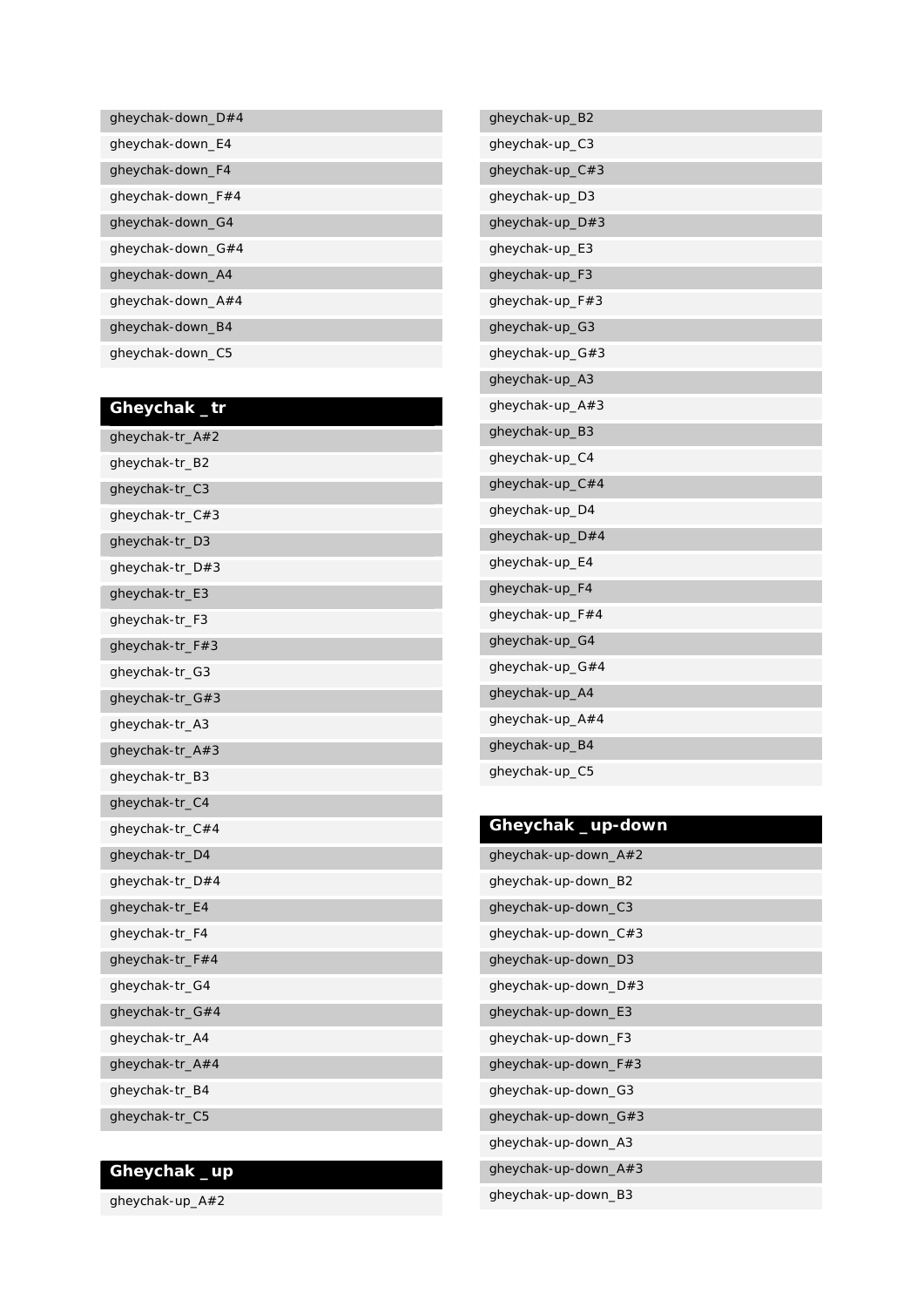gheychak-down_D#4
gheychak-down_E4
gheychak-down_F4
gheychak-down_F#4
gheychak-down_G4
gheychak-down_G#4
gheychak-down_A4
gheychak-down_A#4
gheychak-down_B4
gheychak-down_C5

## Gheychak _ tr

gheychak-tr_A#2
gheychak-tr_B2
gheychak-tr_C3
gheychak-tr_C#3
gheychak-tr_D3
gheychak-tr_D#3
gheychak-tr_E3
gheychak-tr_F3
gheychak-tr_F#3
gheychak-tr_G3
gheychak-tr_G#3
gheychak-tr_A3
gheychak-tr_A#3
gheychak-tr_B3
gheychak-tr_C4
gheychak-tr_C#4
gheychak-tr_D4
gheychak-tr_D#4
gheychak-tr_E4
gheychak-tr_F4
gheychak-tr_F#4
gheychak-tr_G4
gheychak-tr_G#4
gheychak-tr_A4
gheychak-tr_A#4
gheychak-tr_B4
gheychak-tr_C5

## Gheychak _ up

gheychak-up_A#2
gheychak-up_B2
gheychak-up_C3
gheychak-up_C#3
gheychak-up_D3
gheychak-up_D#3
gheychak-up_E3
gheychak-up_F3
gheychak-up_F#3
gheychak-up_G3
gheychak-up_G#3
gheychak-up_A3
gheychak-up_A#3
gheychak-up_B3
gheychak-up_C4
gheychak-up_C#4
gheychak-up_D4
gheychak-up_D#4
gheychak-up_E4
gheychak-up_F4
gheychak-up_F#4
gheychak-up_G4
gheychak-up_G#4
gheychak-up_A4
gheychak-up_A#4
gheychak-up_B4
gheychak-up_C5

## Gheychak _ up-down

gheychak-up-down_A#2
gheychak-up-down_B2
gheychak-up-down_C3
gheychak-up-down_C#3
gheychak-up-down_D3
gheychak-up-down_D#3
gheychak-up-down_E3
gheychak-up-down_F3
gheychak-up-down_F#3
gheychak-up-down_G3
gheychak-up-down_G#3
gheychak-up-down_A3
gheychak-up-down_A#3
gheychak-up-down_B3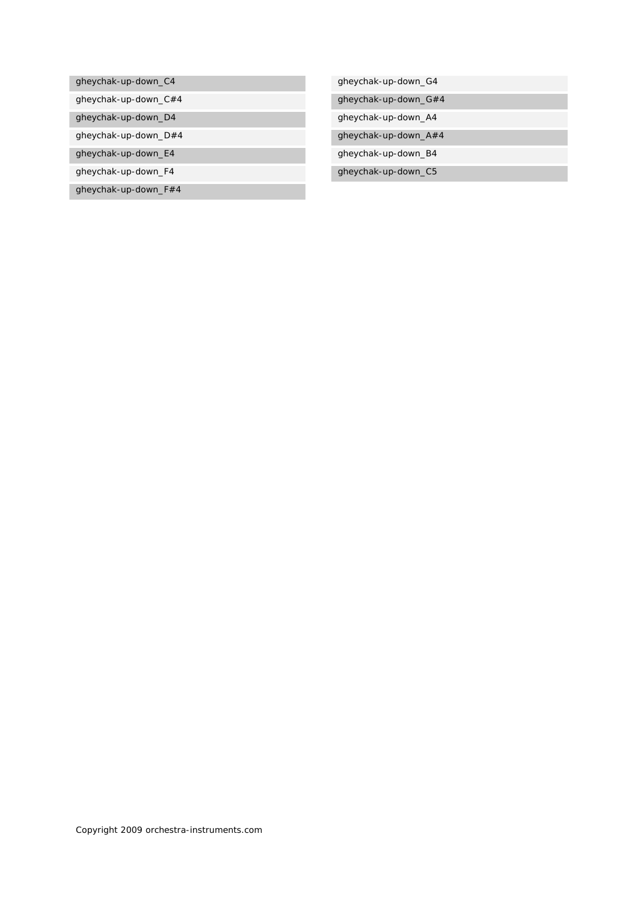gheychak-up-down_C4

gheychak-up-down_C#4

gheychak-up-down_D4

gheychak-up-down_D#4

gheychak-up-down_E4

gheychak-up-down_F4

gheychak-up-down_F#4

gheychak-up-down_G4

gheychak-up-down_G#4

gheychak-up-down_A4

gheychak-up-down_A#4

gheychak-up-down_B4

gheychak-up-down_C5

Copyright 2009 orchestra-instruments.com